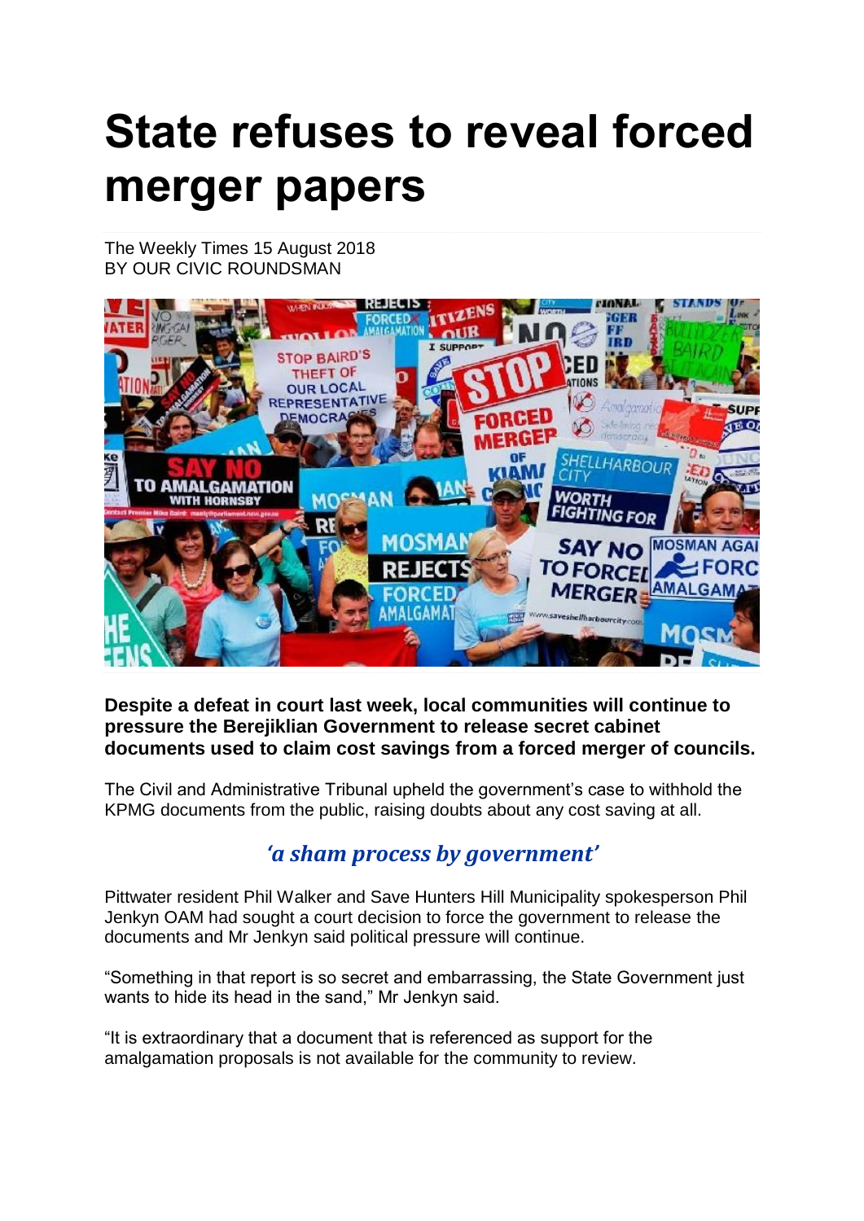# State refuses to reveal forced merger papers

The Weekly Times 15 August 2018
BY OUR CIVIC ROUNDSMAN

**Despite a defeat in court last week, local communities will continue to pressure the Berejiklian Government to release secret cabinet documents used to claim cost savings from a forced merger of councils.**

The Civil and Administrative Tribunal upheld the government's case to withhold the KPMG documents from the public, raising doubts about any cost saving at all.

### *'a sham process by government'*

Pittwater resident Phil Walker and Save Hunters Hill Municipality spokesperson Phil Jenkyn OAM had sought a court decision to force the government to release the documents and Mr Jenkyn said political pressure will continue.

"Something in that report is so secret and embarrassing, the State Government just wants to hide its head in the sand," Mr Jenkyn said.

"It is extraordinary that a document that is referenced as support for the amalgamation proposals is not available for the community to review.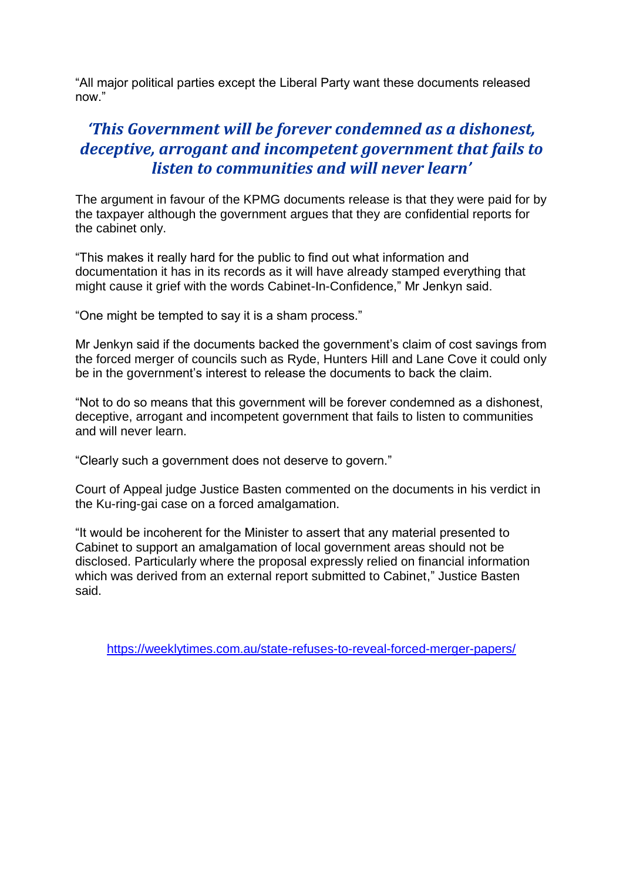"All major political parties except the Liberal Party want these documents released now."

## *'This Government will be forever condemned as a dishonest, deceptive, arrogant and incompetent government that fails to listen to communities and will never learn'*

The argument in favour of the KPMG documents release is that they were paid for by the taxpayer although the government argues that they are confidential reports for the cabinet only.

"This makes it really hard for the public to find out what information and documentation it has in its records as it will have already stamped everything that might cause it grief with the words Cabinet-In-Confidence," Mr Jenkyn said.

"One might be tempted to say it is a sham process."

Mr Jenkyn said if the documents backed the government's claim of cost savings from the forced merger of councils such as Ryde, Hunters Hill and Lane Cove it could only be in the government's interest to release the documents to back the claim.

"Not to do so means that this government will be forever condemned as a dishonest, deceptive, arrogant and incompetent government that fails to listen to communities and will never learn.

"Clearly such a government does not deserve to govern."

Court of Appeal judge Justice Basten commented on the documents in his verdict in the Ku-ring-gai case on a forced amalgamation.

"It would be incoherent for the Minister to assert that any material presented to Cabinet to support an amalgamation of local government areas should not be disclosed. Particularly where the proposal expressly relied on financial information which was derived from an external report submitted to Cabinet," Justice Basten said.

https://weeklytimes.com.au/state-refuses-to-reveal-forced-merger-papers/